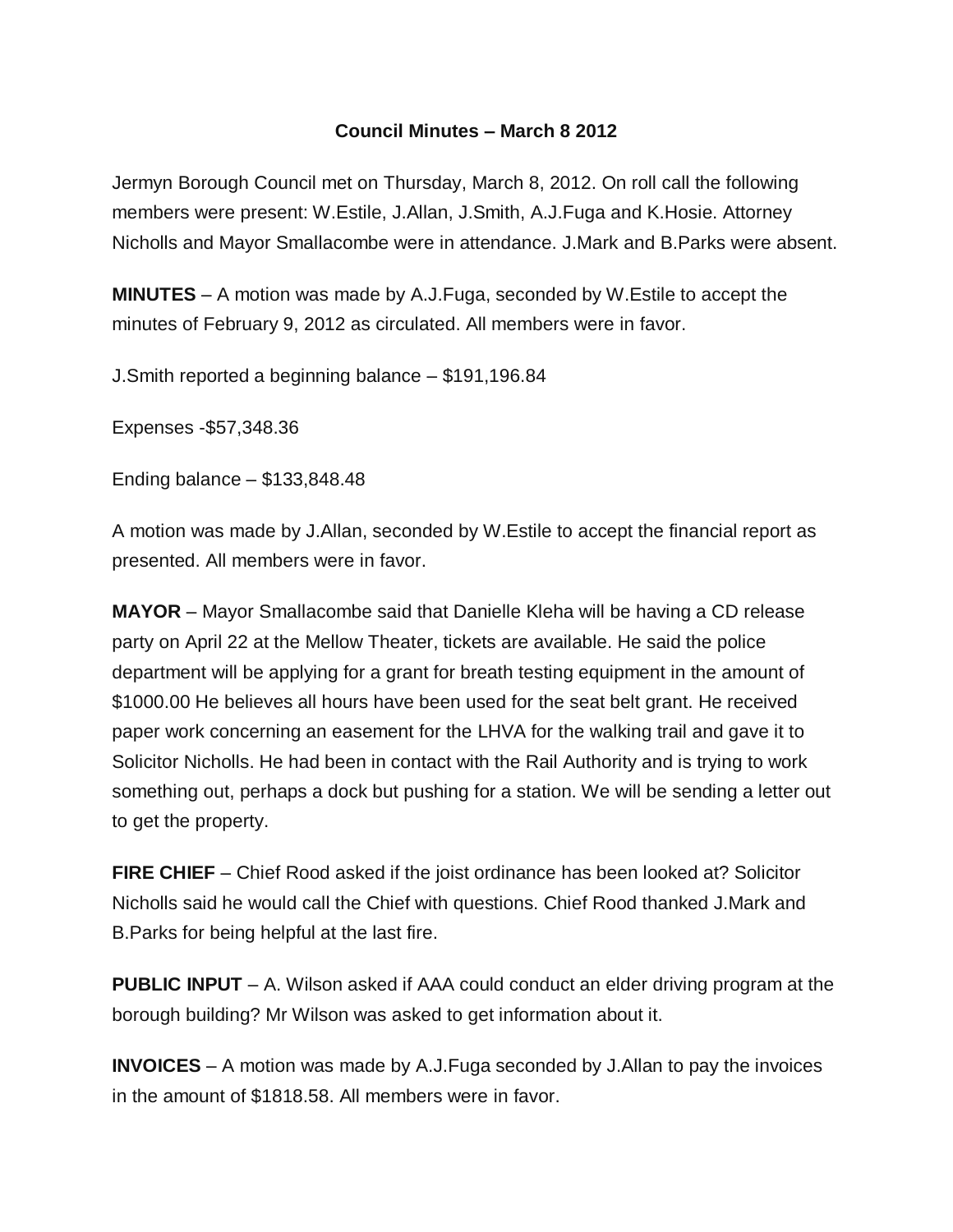**Council Minutes – March 8 2012**

Jermyn Borough Council met on Thursday, March 8, 2012. On roll call the following members were present: W.Estile, J.Allan, J.Smith, A.J.Fuga and K.Hosie. Attorney Nicholls and Mayor Smallacombe were in attendance. J.Mark and B.Parks were absent.

**MINUTES** – A motion was made by A.J.Fuga, seconded by W.Estile to accept the minutes of February 9, 2012 as circulated. All members were in favor.

J.Smith reported a beginning balance – $191,196.84

Expenses -$57,348.36

Ending balance – $133,848.48

A motion was made by J.Allan, seconded by W.Estile to accept the financial report as presented. All members were in favor.

**MAYOR** – Mayor Smallacombe said that Danielle Kleha will be having a CD release party on April 22 at the Mellow Theater, tickets are available. He said the police department will be applying for a grant for breath testing equipment in the amount of $1000.00 He believes all hours have been used for the seat belt grant. He received paper work concerning an easement for the LHVA for the walking trail and gave it to Solicitor Nicholls. He had been in contact with the Rail Authority and is trying to work something out, perhaps a dock but pushing for a station. We will be sending a letter out to get the property.

**FIRE CHIEF** – Chief Rood asked if the joist ordinance has been looked at? Solicitor Nicholls said he would call the Chief with questions. Chief Rood thanked J.Mark and B.Parks for being helpful at the last fire.

**PUBLIC INPUT** – A. Wilson asked if AAA could conduct an elder driving program at the borough building? Mr Wilson was asked to get information about it.

**INVOICES** – A motion was made by A.J.Fuga seconded by J.Allan to pay the invoices in the amount of $1818.58. All members were in favor.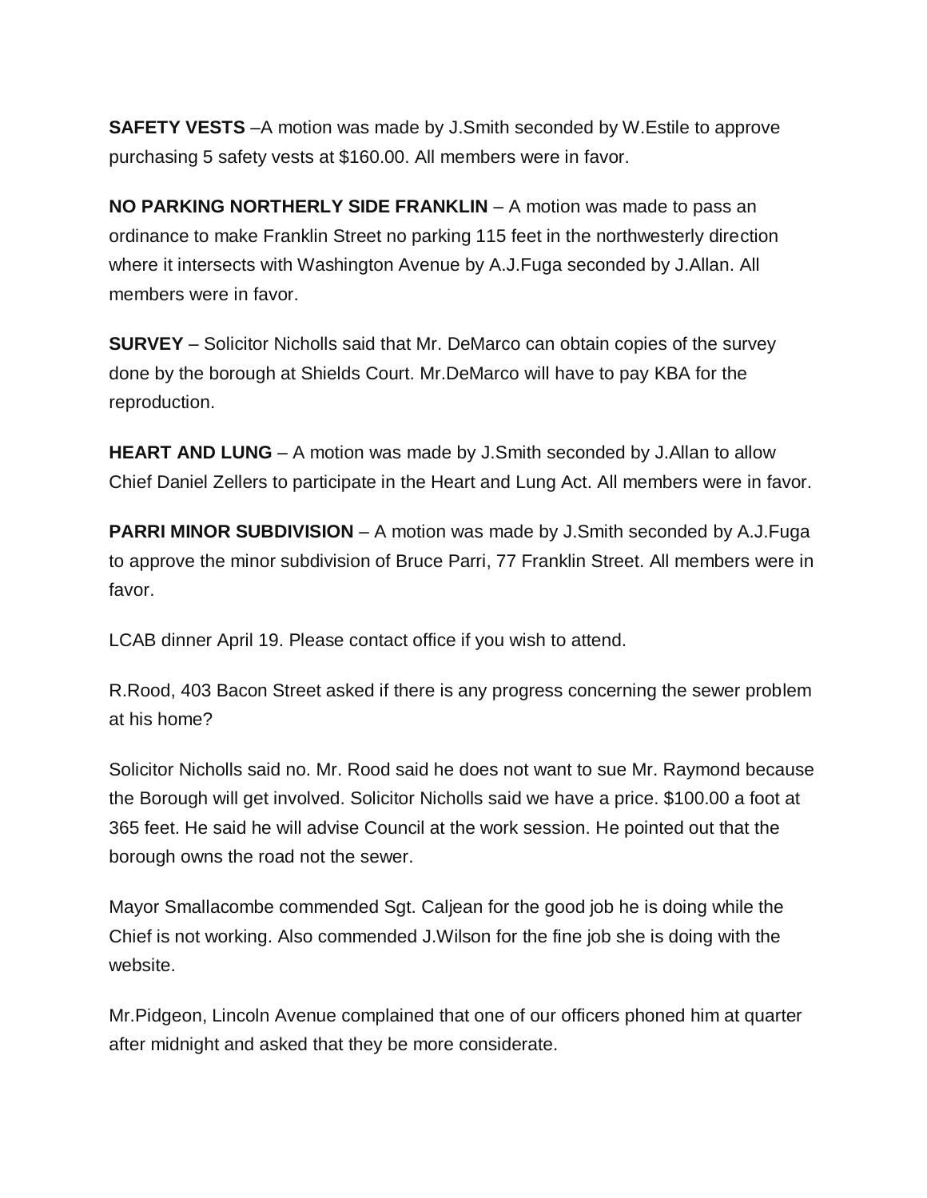**SAFETY VESTS** –A motion was made by J.Smith seconded by W.Estile to approve purchasing 5 safety vests at $160.00. All members were in favor.

**NO PARKING NORTHERLY SIDE FRANKLIN** – A motion was made to pass an ordinance to make Franklin Street no parking 115 feet in the northwesterly direction where it intersects with Washington Avenue by A.J.Fuga seconded by J.Allan. All members were in favor.

**SURVEY** – Solicitor Nicholls said that Mr. DeMarco can obtain copies of the survey done by the borough at Shields Court. Mr.DeMarco will have to pay KBA for the reproduction.

**HEART AND LUNG** – A motion was made by J.Smith seconded by J.Allan to allow Chief Daniel Zellers to participate in the Heart and Lung Act. All members were in favor.

**PARRI MINOR SUBDIVISION** – A motion was made by J.Smith seconded by A.J.Fuga to approve the minor subdivision of Bruce Parri, 77 Franklin Street. All members were in favor.

LCAB dinner April 19. Please contact office if you wish to attend.

R.Rood, 403 Bacon Street asked if there is any progress concerning the sewer problem at his home?

Solicitor Nicholls said no. Mr. Rood said he does not want to sue Mr. Raymond because the Borough will get involved. Solicitor Nicholls said we have a price. $100.00 a foot at 365 feet. He said he will advise Council at the work session. He pointed out that the borough owns the road not the sewer.

Mayor Smallacombe commended Sgt. Caljean for the good job he is doing while the Chief is not working. Also commended J.Wilson for the fine job she is doing with the website.

Mr.Pidgeon, Lincoln Avenue complained that one of our officers phoned him at quarter after midnight and asked that they be more considerate.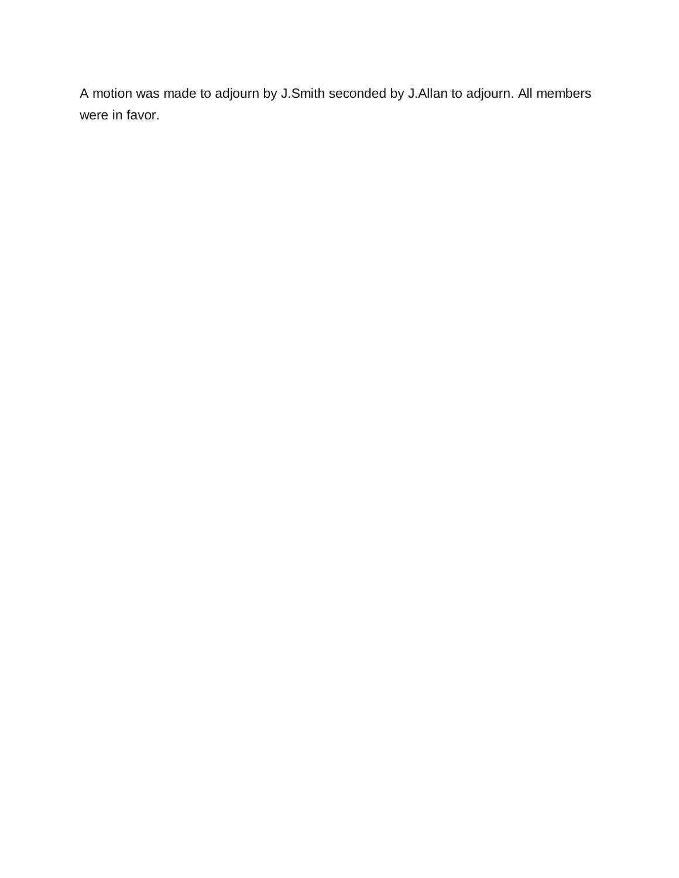A motion was made to adjourn by J.Smith seconded by J.Allan to adjourn. All members were in favor.